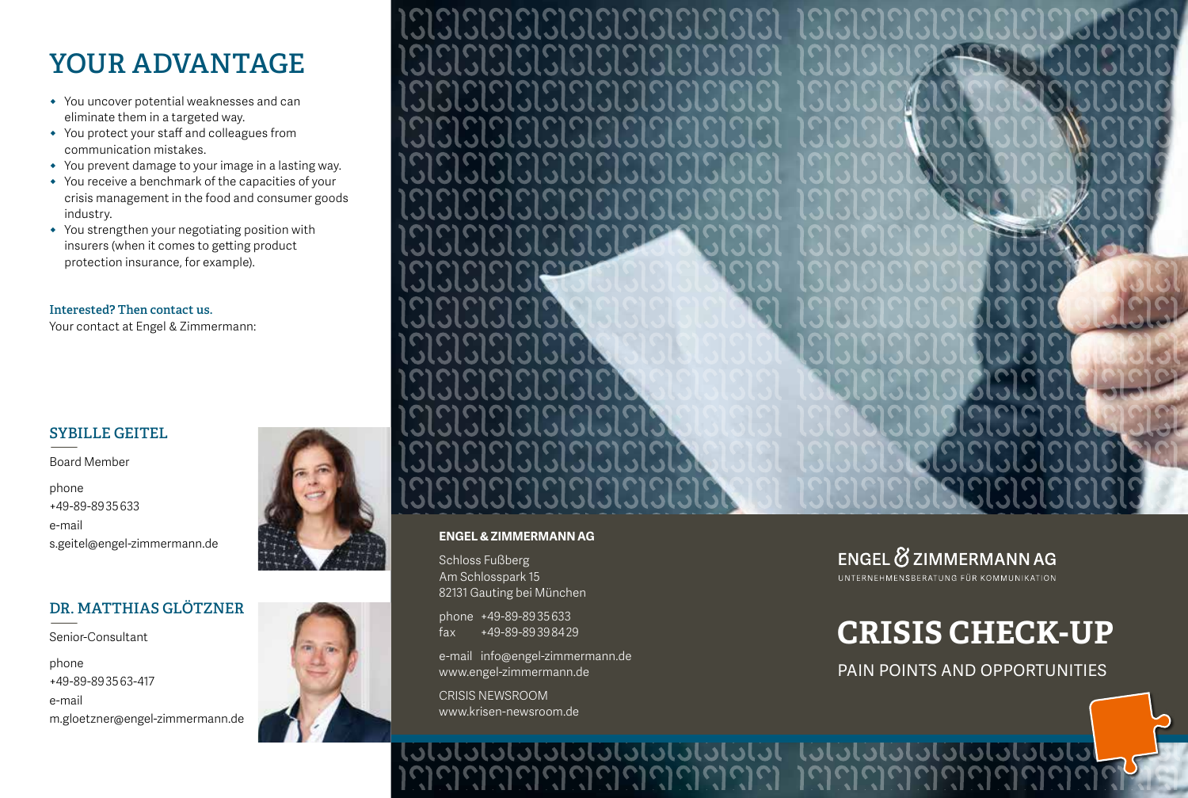# YOUR ADVANTAGE

- You uncover potential weaknesses and can eliminate them in a targeted way.
- You protect your staff and colleagues from communication mistakes.
- You prevent damage to your image in a lasting way.
- You receive a benchmark of the capacities of your crisis management in the food and consumer goods industry.
- You strengthen your negotiating position with insurers (when it comes to getting product protection insurance, for example).

**Interested? Then contact us.**
Your contact at Engel & Zimmermann:

## SYBILLE GEITEL

Board Member

phone
+49-89-8935633

e-mail
s.geitel@engel-zimmermann.de

## DR. MATTHIAS GLÖTZNER

Senior-Consultant

phone
+49-89-893563-417

e-mail
m.gloetzner@engel-zimmermann.de

**ENGEL & ZIMMERMANN AG**

Schloss Fußberg
Am Schlosspark 15
82131 Gauting bei München

phone +49-89-8935633
fax +49-89-89398429

e-mail info@engel-zimmermann.de
www.engel-zimmermann.de

CRISIS NEWSROOM
www.krisen-newsroom.de

ENGEL & ZIMMERMANN AG
UNTERNEHMENSBERATUNG FÜR KOMMUNIKATION

# CRISIS CHECK-UP

PAIN POINTS AND OPPORTUNITIES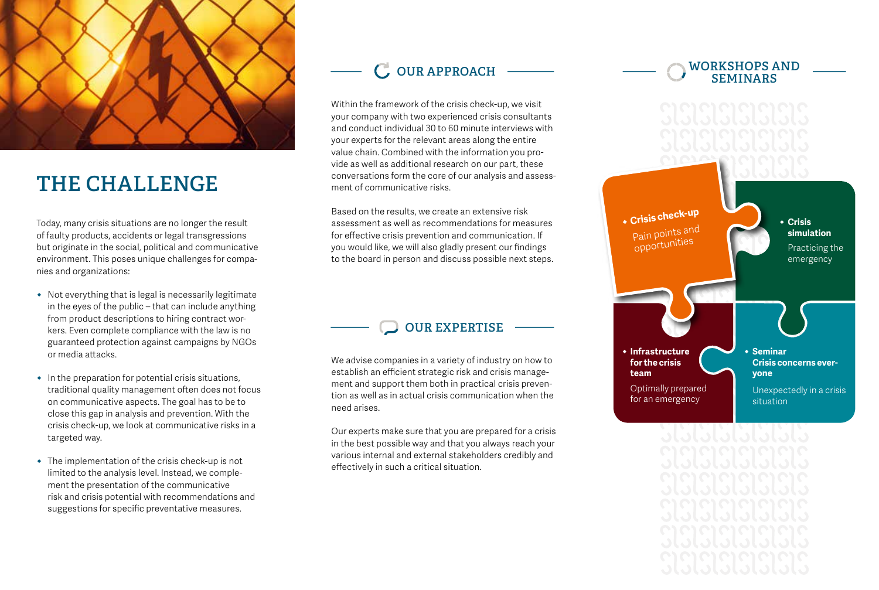# THE CHALLENGE

Today, many crisis situations are no longer the result of faulty products, accidents or legal transgressions but originate in the social, political and communicative environment. This poses unique challenges for companies and organizations:

- Not everything that is legal is necessarily legitimate in the eyes of the public – that can include anything from product descriptions to hiring contract workers. Even complete compliance with the law is no guaranteed protection against campaigns by NGOs or media attacks.
- In the preparation for potential crisis situations, traditional quality management often does not focus on communicative aspects. The goal has to be to close this gap in analysis and prevention. With the crisis check-up, we look at communicative risks in a targeted way.
- The implementation of the crisis check-up is not limited to the analysis level. Instead, we complement the presentation of the communicative risk and crisis potential with recommendations and suggestions for specific preventative measures.

## OUR APPROACH

Within the framework of the crisis check-up, we visit your company with two experienced crisis consultants and conduct individual 30 to 60 minute interviews with your experts for the relevant areas along the entire value chain. Combined with the information you provide as well as additional research on our part, these conversations form the core of our analysis and assessment of communicative risks.

Based on the results, we create an extensive risk assessment as well as recommendations for measures for effective crisis prevention and communication. If you would like, we will also gladly present our findings to the board in person and discuss possible next steps.

## OUR EXPERTISE

We advise companies in a variety of industry on how to establish an efficient strategic risk and crisis management and support them both in practical crisis prevention as well as in actual crisis communication when the need arises.

Our experts make sure that you are prepared for a crisis in the best possible way and that you always reach your various internal and external stakeholders credibly and effectively in such a critical situation.

## WORKSHOPS AND SEMINARS

- **Crisis check-up**
  Pain points and opportunities
- **Crisis simulation**
  Practicing the emergency
- **Infrastructure for the crisis team**
  Optimally prepared for an emergency
- **Seminar Crisis concerns everyone**
  Unexpectedly in a crisis situation